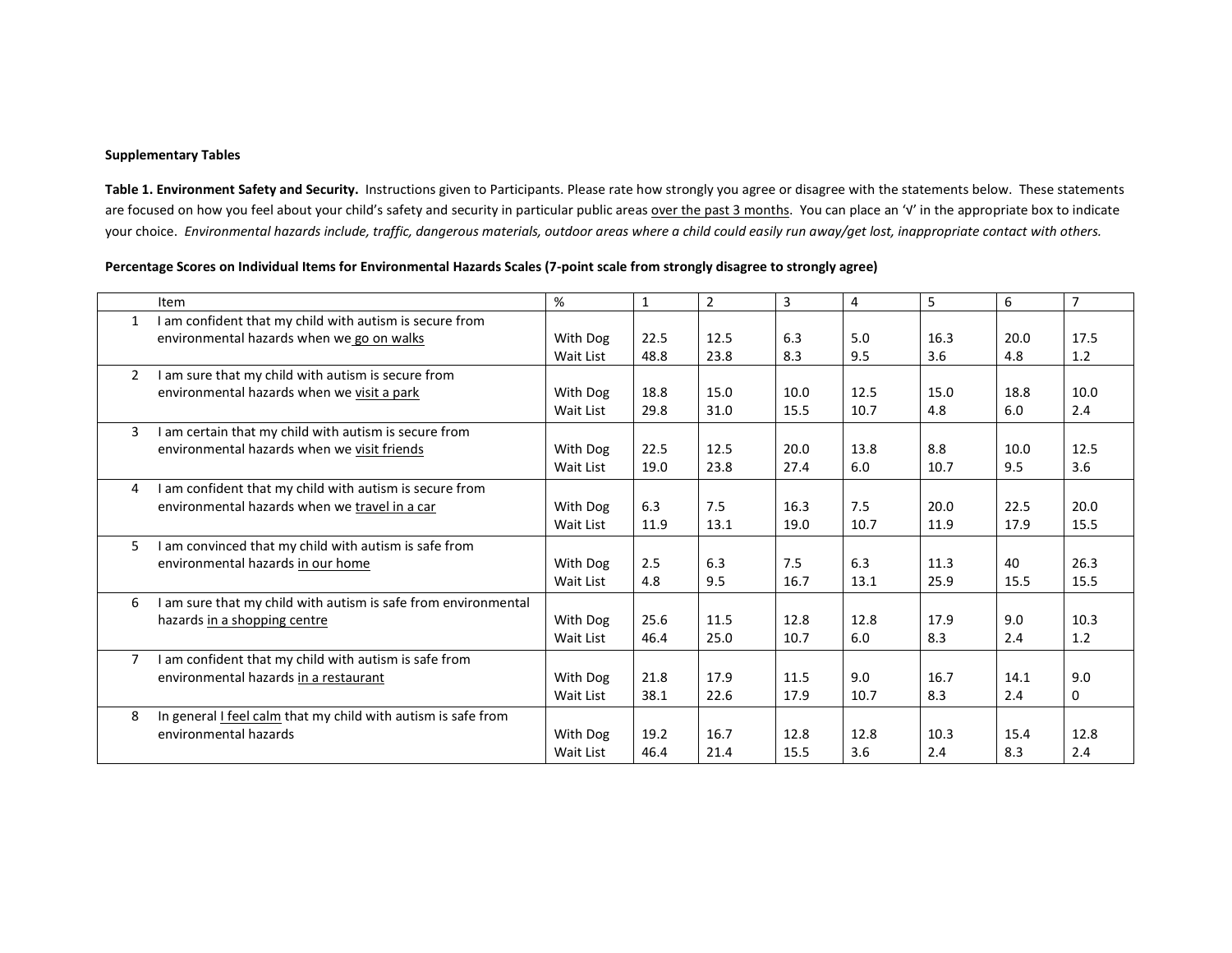**Supplementary Tables**

**Table 1. Environment Safety and Security.** Instructions given to Participants. Please rate how strongly you agree or disagree with the statements below. These statements are focused on how you feel about your child's safety and security in particular public areas over the past 3 months. You can place an '√' in the appropriate box to indicate your choice. *Environmental hazards include, traffic, dangerous materials, outdoor areas where a child could easily run away/get lost, inappropriate contact with others.*

**Percentage Scores on Individual Items for Environmental Hazards Scales (7-point scale from strongly disagree to strongly agree)**

| | Item | % | 1 | 2 | 3 | 4 | 5 | 6 | 7 |
|---|---|---|---|---|---|---|---|---|---|
| 1 | I am confident that my child with autism is secure from environmental hazards when we go on walks | With Dog | 22.5 | 12.5 | 6.3 | 5.0 | 16.3 | 20.0 | 17.5 |
| | | Wait List | 48.8 | 23.8 | 8.3 | 9.5 | 3.6 | 4.8 | 1.2 |
| 2 | I am sure that my child with autism is secure from environmental hazards when we visit a park | With Dog | 18.8 | 15.0 | 10.0 | 12.5 | 15.0 | 18.8 | 10.0 |
| | | Wait List | 29.8 | 31.0 | 15.5 | 10.7 | 4.8 | 6.0 | 2.4 |
| 3 | I am certain that my child with autism is secure from environmental hazards when we visit friends | With Dog | 22.5 | 12.5 | 20.0 | 13.8 | 8.8 | 10.0 | 12.5 |
| | | Wait List | 19.0 | 23.8 | 27.4 | 6.0 | 10.7 | 9.5 | 3.6 |
| 4 | I am confident that my child with autism is secure from environmental hazards when we travel in a car | With Dog | 6.3 | 7.5 | 16.3 | 7.5 | 20.0 | 22.5 | 20.0 |
| | | Wait List | 11.9 | 13.1 | 19.0 | 10.7 | 11.9 | 17.9 | 15.5 |
| 5 | I am convinced that my child with autism is safe from environmental hazards in our home | With Dog | 2.5 | 6.3 | 7.5 | 6.3 | 11.3 | 40 | 26.3 |
| | | Wait List | 4.8 | 9.5 | 16.7 | 13.1 | 25.9 | 15.5 | 15.5 |
| 6 | I am sure that my child with autism is safe from environmental hazards in a shopping centre | With Dog | 25.6 | 11.5 | 12.8 | 12.8 | 17.9 | 9.0 | 10.3 |
| | | Wait List | 46.4 | 25.0 | 10.7 | 6.0 | 8.3 | 2.4 | 1.2 |
| 7 | I am confident that my child with autism is safe from environmental hazards in a restaurant | With Dog | 21.8 | 17.9 | 11.5 | 9.0 | 16.7 | 14.1 | 9.0 |
| | | Wait List | 38.1 | 22.6 | 17.9 | 10.7 | 8.3 | 2.4 | 0 |
| 8 | In general I feel calm that my child with autism is safe from environmental hazards | With Dog | 19.2 | 16.7 | 12.8 | 12.8 | 10.3 | 15.4 | 12.8 |
| | | Wait List | 46.4 | 21.4 | 15.5 | 3.6 | 2.4 | 8.3 | 2.4 |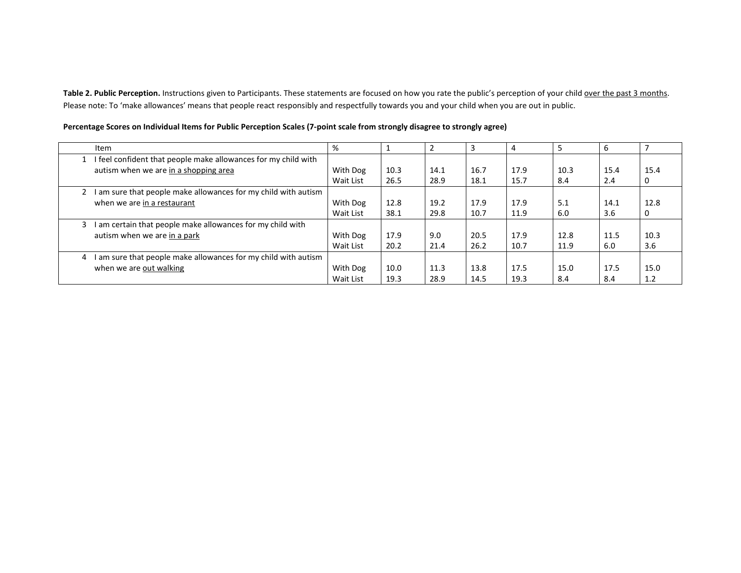**Table 2. Public Perception.** Instructions given to Participants. These statements are focused on how you rate the public's perception of your child over the past 3 months. Please note: To 'make allowances' means that people react responsibly and respectfully towards you and your child when you are out in public.

**Percentage Scores on Individual Items for Public Perception Scales (7-point scale from strongly disagree to strongly agree)**

| | Item | % | 1 | 2 | 3 | 4 | 5 | 6 | 7 |
|---|---|---|---|---|---|---|---|---|---|
| 1 | I feel confident that people make allowances for my child with autism when we are in a shopping area | With Dog | 10.3 | 14.1 | 16.7 | 17.9 | 10.3 | 15.4 | 15.4 |
| | | Wait List | 26.5 | 28.9 | 18.1 | 15.7 | 8.4 | 2.4 | 0 |
| 2 | I am sure that people make allowances for my child with autism when we are in a restaurant | With Dog | 12.8 | 19.2 | 17.9 | 17.9 | 5.1 | 14.1 | 12.8 |
| | | Wait List | 38.1 | 29.8 | 10.7 | 11.9 | 6.0 | 3.6 | 0 |
| 3 | I am certain that people make allowances for my child with autism when we are in a park | With Dog | 17.9 | 9.0 | 20.5 | 17.9 | 12.8 | 11.5 | 10.3 |
| | | Wait List | 20.2 | 21.4 | 26.2 | 10.7 | 11.9 | 6.0 | 3.6 |
| 4 | I am sure that people make allowances for my child with autism when we are out walking | With Dog | 10.0 | 11.3 | 13.8 | 17.5 | 15.0 | 17.5 | 15.0 |
| | | Wait List | 19.3 | 28.9 | 14.5 | 19.3 | 8.4 | 8.4 | 1.2 |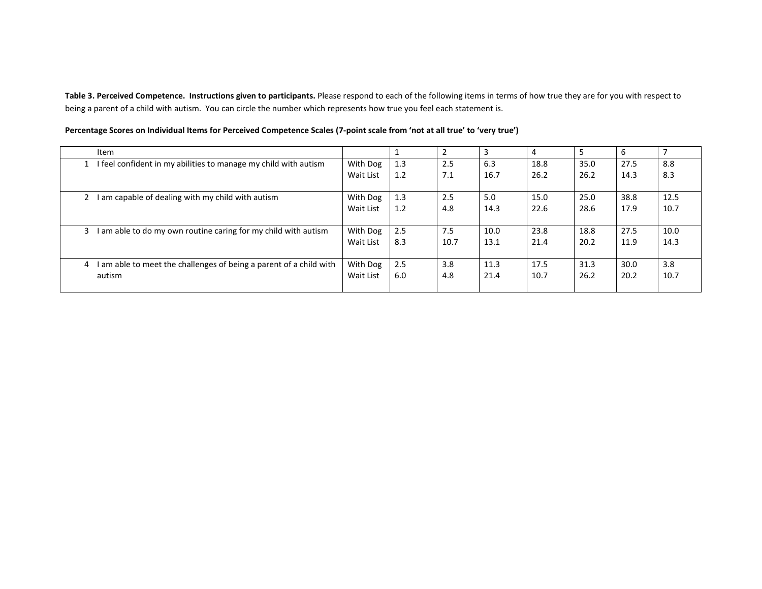**Table 3. Perceived Competence. Instructions given to participants.** Please respond to each of the following items in terms of how true they are for you with respect to being a parent of a child with autism. You can circle the number which represents how true you feel each statement is.

**Percentage Scores on Individual Items for Perceived Competence Scales (7-point scale from 'not at all true' to 'very true')**

| Item | | 1 | 2 | 3 | 4 | 5 | 6 | 7 |
|---|---|---|---|---|---|---|---|---|
| 1 I feel confident in my abilities to manage my child with autism | With Dog | 1.3 | 2.5 | 6.3 | 18.8 | 35.0 | 27.5 | 8.8 |
| | Wait List | 1.2 | 7.1 | 16.7 | 26.2 | 26.2 | 14.3 | 8.3 |
| 2 I am capable of dealing with my child with autism | With Dog | 1.3 | 2.5 | 5.0 | 15.0 | 25.0 | 38.8 | 12.5 |
| | Wait List | 1.2 | 4.8 | 14.3 | 22.6 | 28.6 | 17.9 | 10.7 |
| 3 I am able to do my own routine caring for my child with autism | With Dog | 2.5 | 7.5 | 10.0 | 23.8 | 18.8 | 27.5 | 10.0 |
| | Wait List | 8.3 | 10.7 | 13.1 | 21.4 | 20.2 | 11.9 | 14.3 |
| 4 I am able to meet the challenges of being a parent of a child with autism | With Dog | 2.5 | 3.8 | 11.3 | 17.5 | 31.3 | 30.0 | 3.8 |
| | Wait List | 6.0 | 4.8 | 21.4 | 10.7 | 26.2 | 20.2 | 10.7 |